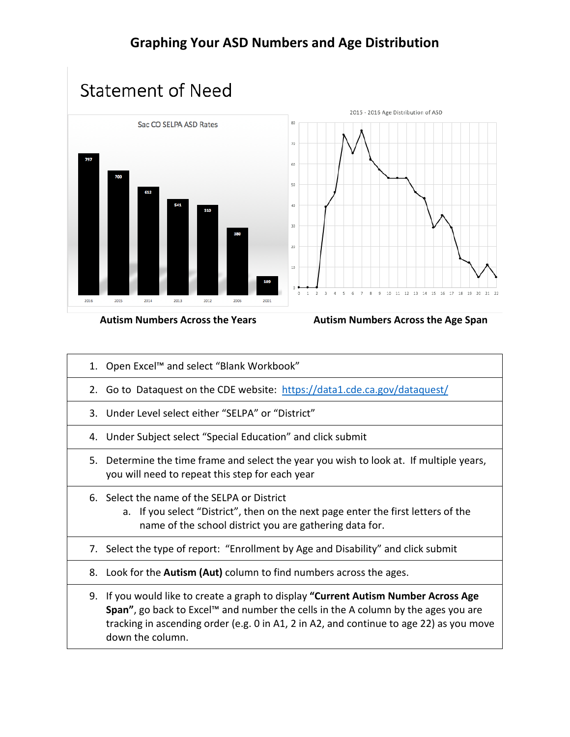# Graphing Your ASD Numbers and Age Distribution

## Statement of Need

Sac CO SELPA ASD Rates

| 2016 | 2015 | 2014 | 2013 | 2012 | 2006 | 2001 |
|---|---|---|---|---|---|---|
| 797 | 700 | 612 | 541 | 510 | 380 | 109 |

**Autism Numbers Across the Years**

2015 - 2016 Age Distribution of ASD

**Autism Numbers Across the Age Span**

| |
|---|
| 1. Open Excel™ and select "Blank Workbook" |
| 2. Go to Dataquest on the CDE website: [https://data1.cde.ca.gov/dataquest/](https://data1.cde.ca.gov/dataquest/) |
| 3. Under Level select either "SELPA" or "District" |
| 4. Under Subject select "Special Education" and click submit |
| 5. Determine the time frame and select the year you wish to look at. If multiple years, you will need to repeat this step for each year |
| 6. Select the name of the SELPA or District<br>a. If you select "District", then on the next page enter the first letters of the name of the school district you are gathering data for. |
| 7. Select the type of report: "Enrollment by Age and Disability" and click submit |
| 8. Look for the **Autism (Aut)** column to find numbers across the ages. |
| 9. If you would like to create a graph to display **"Current Autism Number Across Age Span"**, go back to Excel™ and number the cells in the A column by the ages you are tracking in ascending order (e.g. 0 in A1, 2 in A2, and continue to age 22) as you move down the column. |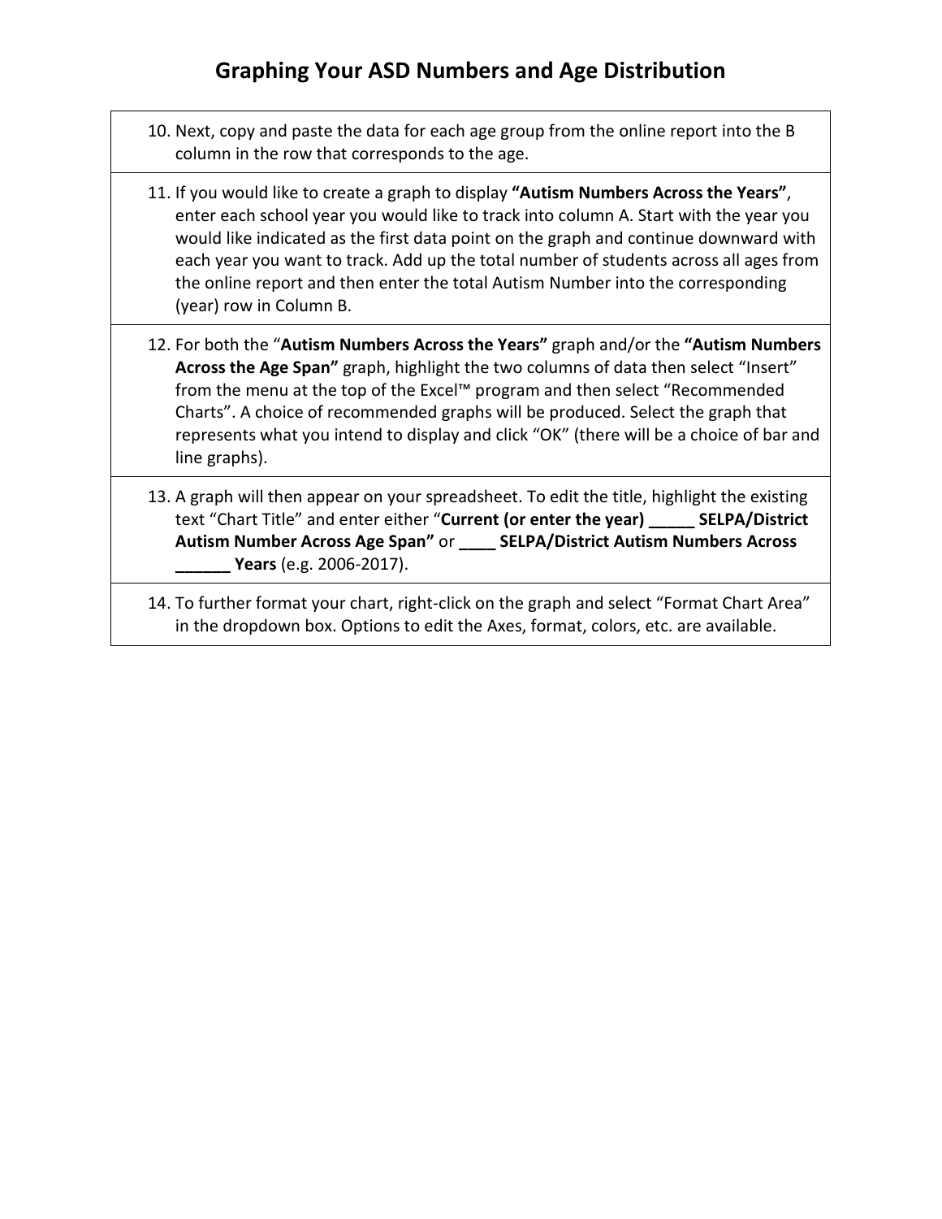# Graphing Your ASD Numbers and Age Distribution

10. Next, copy and paste the data for each age group from the online report into the B column in the row that corresponds to the age.
11. If you would like to create a graph to display **"Autism Numbers Across the Years"**, enter each school year you would like to track into column A. Start with the year you would like indicated as the first data point on the graph and continue downward with each year you want to track. Add up the total number of students across all ages from the online report and then enter the total Autism Number into the corresponding (year) row in Column B.
12. For both the "**Autism Numbers Across the Years"** graph and/or the **"Autism Numbers Across the Age Span"** graph, highlight the two columns of data then select "Insert" from the menu at the top of the Excel™ program and then select "Recommended Charts". A choice of recommended graphs will be produced. Select the graph that represents what you intend to display and click "OK" (there will be a choice of bar and line graphs).
13. A graph will then appear on your spreadsheet. To edit the title, highlight the existing text "Chart Title" and enter either "**Current (or enter the year) _____ SELPA/District Autism Number Across Age Span"** or **____ SELPA/District Autism Numbers Across ______ Years** (e.g. 2006-2017).
14. To further format your chart, right-click on the graph and select "Format Chart Area" in the dropdown box. Options to edit the Axes, format, colors, etc. are available.